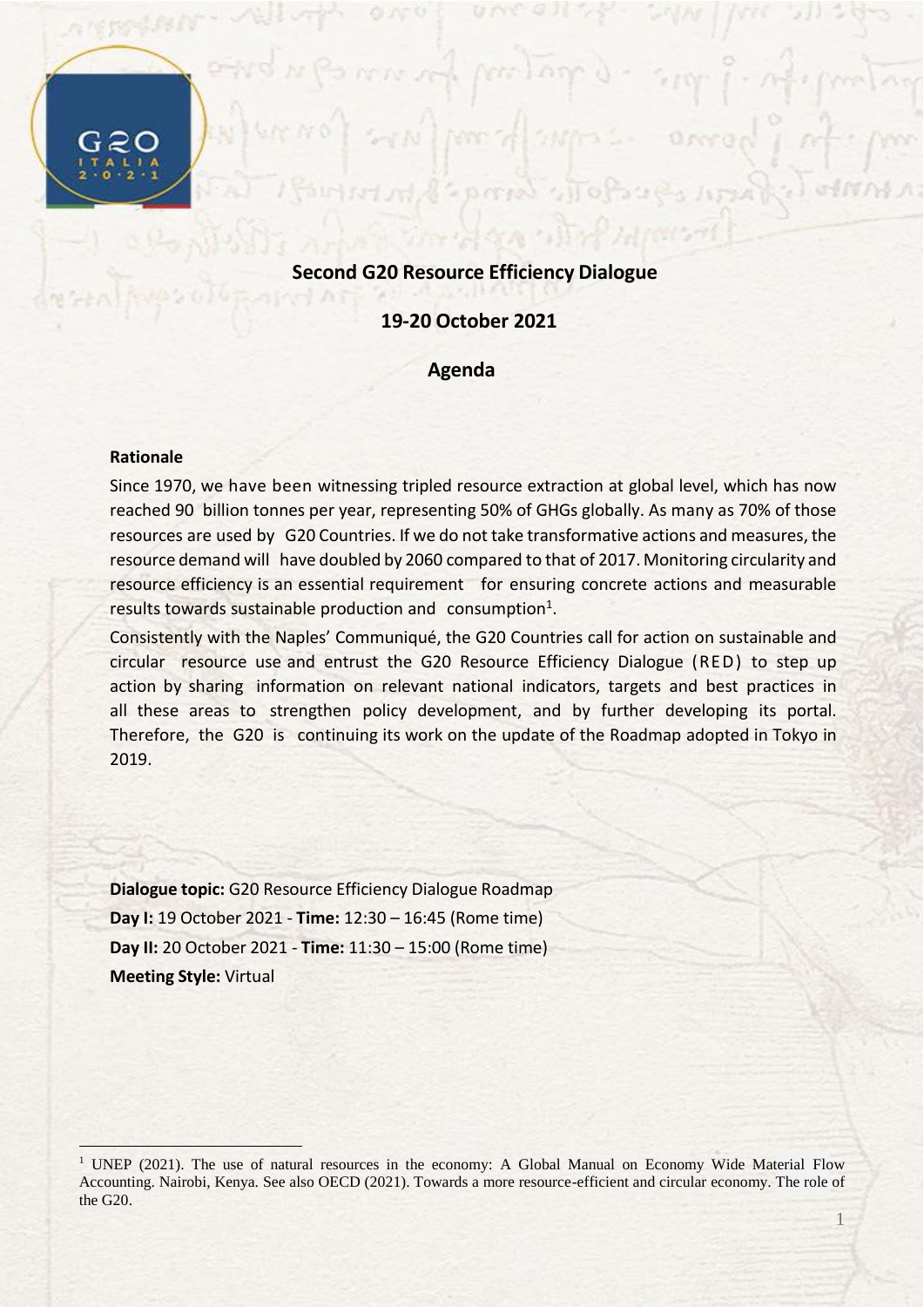# Second G20 Resource Efficiency Dialogue

## 19-20 October 2021

## Agenda

**Rationale**

Since 1970, we have been witnessing tripled resource extraction at global level, which has now reached 90 billion tonnes per year, representing 50% of GHGs globally. As many as 70% of those resources are used by G20 Countries. If we do not take transformative actions and measures, the resource demand will have doubled by 2060 compared to that of 2017. Monitoring circularity and resource efficiency is an essential requirement for ensuring concrete actions and measurable results towards sustainable production and consumption[1].

Consistently with the Naples' Communiqué, the G20 Countries call for action on sustainable and circular resource use and entrust the G20 Resource Efficiency Dialogue (RED) to step up action by sharing information on relevant national indicators, targets and best practices in all these areas to strengthen policy development, and by further developing its portal. Therefore, the G20 is continuing its work on the update of the Roadmap adopted in Tokyo in 2019.

**Dialogue topic:** G20 Resource Efficiency Dialogue Roadmap
**Day I:** 19 October 2021 - **Time:** 12:30 – 16:45 (Rome time)
**Day II:** 20 October 2021 - **Time:** 11:30 – 15:00 (Rome time)
**Meeting Style:** Virtual

[1] UNEP (2021). The use of natural resources in the economy: A Global Manual on Economy Wide Material Flow Accounting. Nairobi, Kenya. See also OECD (2021). Towards a more resource-efficient and circular economy. The role of the G20.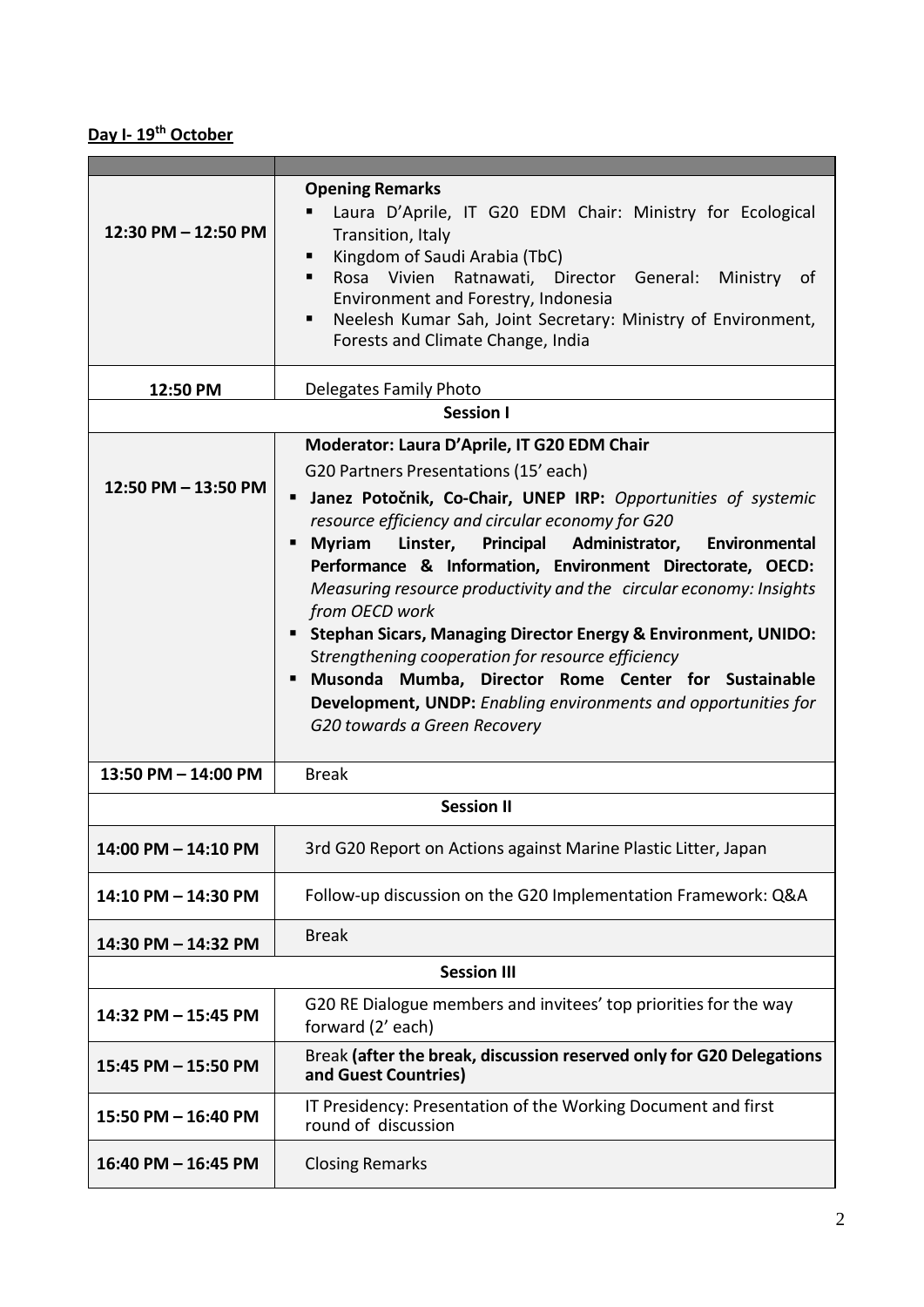**Day I- 19th October**

| | |
|---|---|
| **12:30 PM – 12:50 PM** | **Opening Remarks**<br>▪ Laura D'Aprile, IT G20 EDM Chair: Ministry for Ecological Transition, Italy<br>▪ Kingdom of Saudi Arabia (TbC)<br>▪ Rosa Vivien Ratnawati, Director General: Ministry of Environment and Forestry, Indonesia<br>▪ Neelesh Kumar Sah, Joint Secretary: Ministry of Environment, Forests and Climate Change, India |
| **12:50 PM** | Delegates Family Photo |
| | **Session I** |
| **12:50 PM – 13:50 PM** | **Moderator: Laura D'Aprile, IT G20 EDM Chair**<br>G20 Partners Presentations (15' each)<br>▪ **Janez Potočnik, Co-Chair, UNEP IRP:** *Opportunities of systemic resource efficiency and circular economy for G20*<br>▪ **Myriam Linster, Principal Administrator, Environmental Performance & Information, Environment Directorate, OECD:** *Measuring resource productivity and the circular economy: Insights from OECD work*<br>▪ **Stephan Sicars, Managing Director Energy & Environment, UNIDO:** Strengthening cooperation for resource efficiency<br>▪ **Musonda Mumba, Director Rome Center for Sustainable Development, UNDP:** *Enabling environments and opportunities for G20 towards a Green Recovery* |
| **13:50 PM – 14:00 PM** | Break |
| | **Session II** |
| **14:00 PM – 14:10 PM** | 3rd G20 Report on Actions against Marine Plastic Litter, Japan |
| **14:10 PM – 14:30 PM** | Follow-up discussion on the G20 Implementation Framework: Q&A |
| **14:30 PM – 14:32 PM** | Break |
| | **Session III** |
| **14:32 PM – 15:45 PM** | G20 RE Dialogue members and invitees' top priorities for the way forward (2' each) |
| **15:45 PM – 15:50 PM** | Break **(after the break, discussion reserved only for G20 Delegations and Guest Countries)** |
| **15:50 PM – 16:40 PM** | IT Presidency: Presentation of the Working Document and first round of discussion |
| **16:40 PM – 16:45 PM** | Closing Remarks |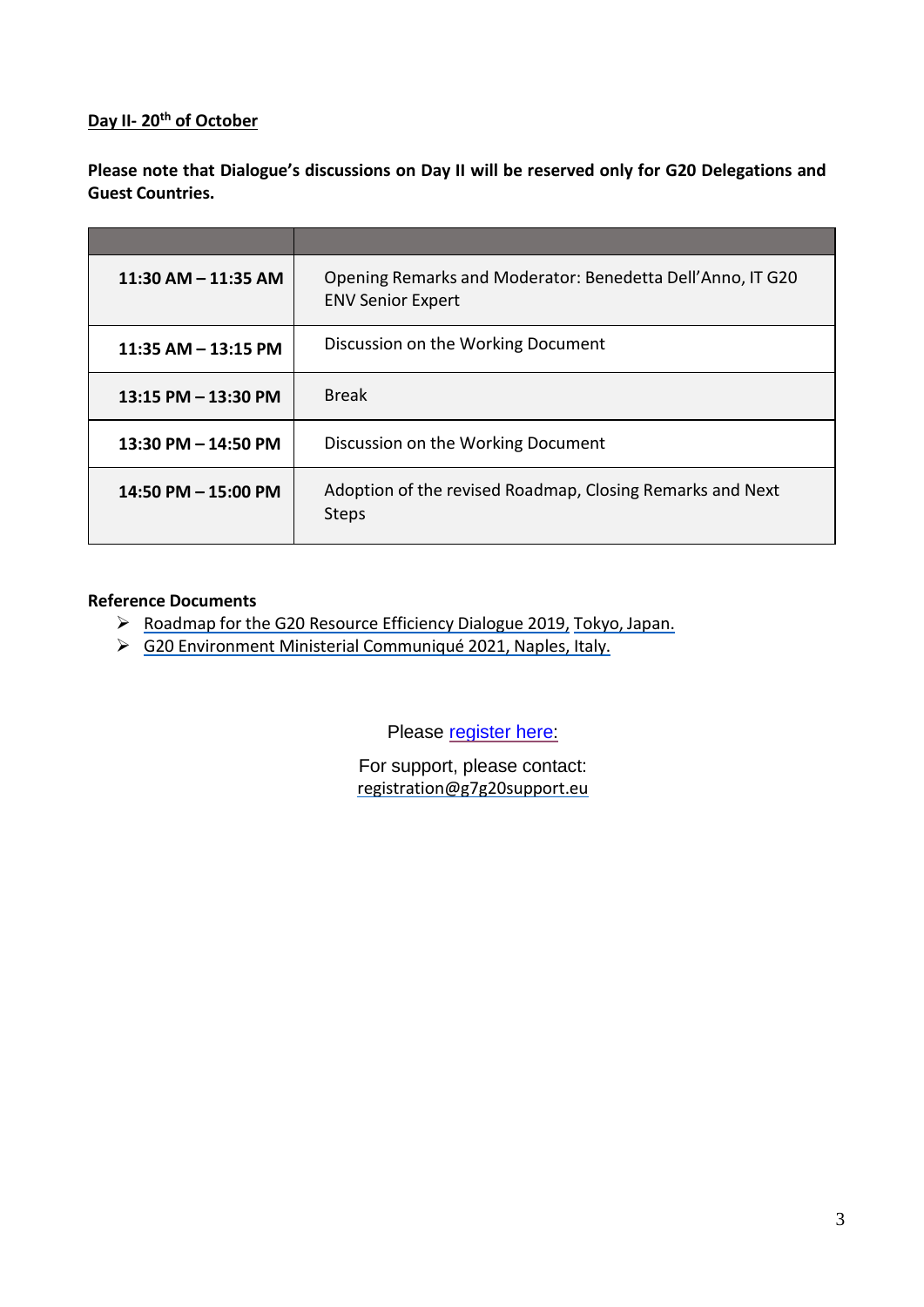**Day II- 20th of October**

**Please note that Dialogue's discussions on Day II will be reserved only for G20 Delegations and Guest Countries.**

| | |
|---|---|
| **11:30 AM – 11:35 AM** | Opening Remarks and Moderator: Benedetta Dell'Anno, IT G20 ENV Senior Expert |
| **11:35 AM – 13:15 PM** | Discussion on the Working Document |
| **13:15 PM – 13:30 PM** | Break |
| **13:30 PM – 14:50 PM** | Discussion on the Working Document |
| **14:50 PM – 15:00 PM** | Adoption of the revised Roadmap, Closing Remarks and Next Steps |

**Reference Documents**

- Roadmap for the G20 Resource Efficiency Dialogue 2019, Tokyo, Japan.
- G20 Environment Ministerial Communiqué 2021, Naples, Italy.

Please register here:

For support, please contact:
registration@g7g20support.eu